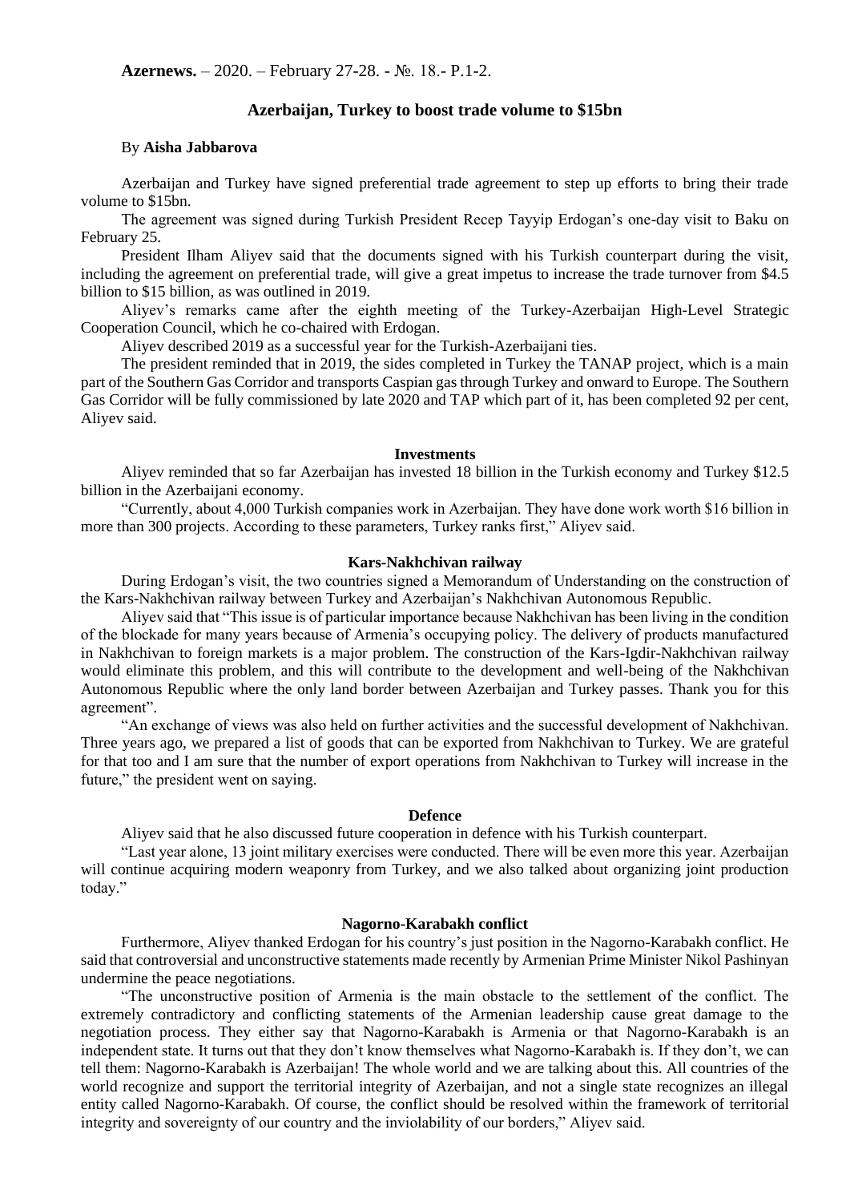**Azernews.** – 2020. – February 27-28. - №. 18.- P.1-2.

# Azerbaijan, Turkey to boost trade volume to $15bn

By **Aisha Jabbarova**

Azerbaijan and Turkey have signed preferential trade agreement to step up efforts to bring their trade volume to $15bn.

The agreement was signed during Turkish President Recep Tayyip Erdogan's one-day visit to Baku on February 25.

President Ilham Aliyev said that the documents signed with his Turkish counterpart during the visit, including the agreement on preferential trade, will give a great impetus to increase the trade turnover from $4.5 billion to $15 billion, as was outlined in 2019.

Aliyev's remarks came after the eighth meeting of the Turkey-Azerbaijan High-Level Strategic Cooperation Council, which he co-chaired with Erdogan.

Aliyev described 2019 as a successful year for the Turkish-Azerbaijani ties.

The president reminded that in 2019, the sides completed in Turkey the TANAP project, which is a main part of the Southern Gas Corridor and transports Caspian gas through Turkey and onward to Europe. The Southern Gas Corridor will be fully commissioned by late 2020 and TAP which part of it, has been completed 92 per cent, Aliyev said.

## Investments

Aliyev reminded that so far Azerbaijan has invested 18 billion in the Turkish economy and Turkey $12.5 billion in the Azerbaijani economy.

"Currently, about 4,000 Turkish companies work in Azerbaijan. They have done work worth $16 billion in more than 300 projects. According to these parameters, Turkey ranks first," Aliyev said.

## Kars-Nakhchivan railway

During Erdogan's visit, the two countries signed a Memorandum of Understanding on the construction of the Kars-Nakhchivan railway between Turkey and Azerbaijan's Nakhchivan Autonomous Republic.

Aliyev said that "This issue is of particular importance because Nakhchivan has been living in the condition of the blockade for many years because of Armenia's occupying policy. The delivery of products manufactured in Nakhchivan to foreign markets is a major problem. The construction of the Kars-Igdir-Nakhchivan railway would eliminate this problem, and this will contribute to the development and well-being of the Nakhchivan Autonomous Republic where the only land border between Azerbaijan and Turkey passes. Thank you for this agreement".

"An exchange of views was also held on further activities and the successful development of Nakhchivan. Three years ago, we prepared a list of goods that can be exported from Nakhchivan to Turkey. We are grateful for that too and I am sure that the number of export operations from Nakhchivan to Turkey will increase in the future," the president went on saying.

## Defence

Aliyev said that he also discussed future cooperation in defence with his Turkish counterpart.

"Last year alone, 13 joint military exercises were conducted. There will be even more this year. Azerbaijan will continue acquiring modern weaponry from Turkey, and we also talked about organizing joint production today."

## Nagorno-Karabakh conflict

Furthermore, Aliyev thanked Erdogan for his country's just position in the Nagorno-Karabakh conflict. He said that controversial and unconstructive statements made recently by Armenian Prime Minister Nikol Pashinyan undermine the peace negotiations.

"The unconstructive position of Armenia is the main obstacle to the settlement of the conflict. The extremely contradictory and conflicting statements of the Armenian leadership cause great damage to the negotiation process. They either say that Nagorno-Karabakh is Armenia or that Nagorno-Karabakh is an independent state. It turns out that they don't know themselves what Nagorno-Karabakh is. If they don't, we can tell them: Nagorno-Karabakh is Azerbaijan! The whole world and we are talking about this. All countries of the world recognize and support the territorial integrity of Azerbaijan, and not a single state recognizes an illegal entity called Nagorno-Karabakh. Of course, the conflict should be resolved within the framework of territorial integrity and sovereignty of our country and the inviolability of our borders," Aliyev said.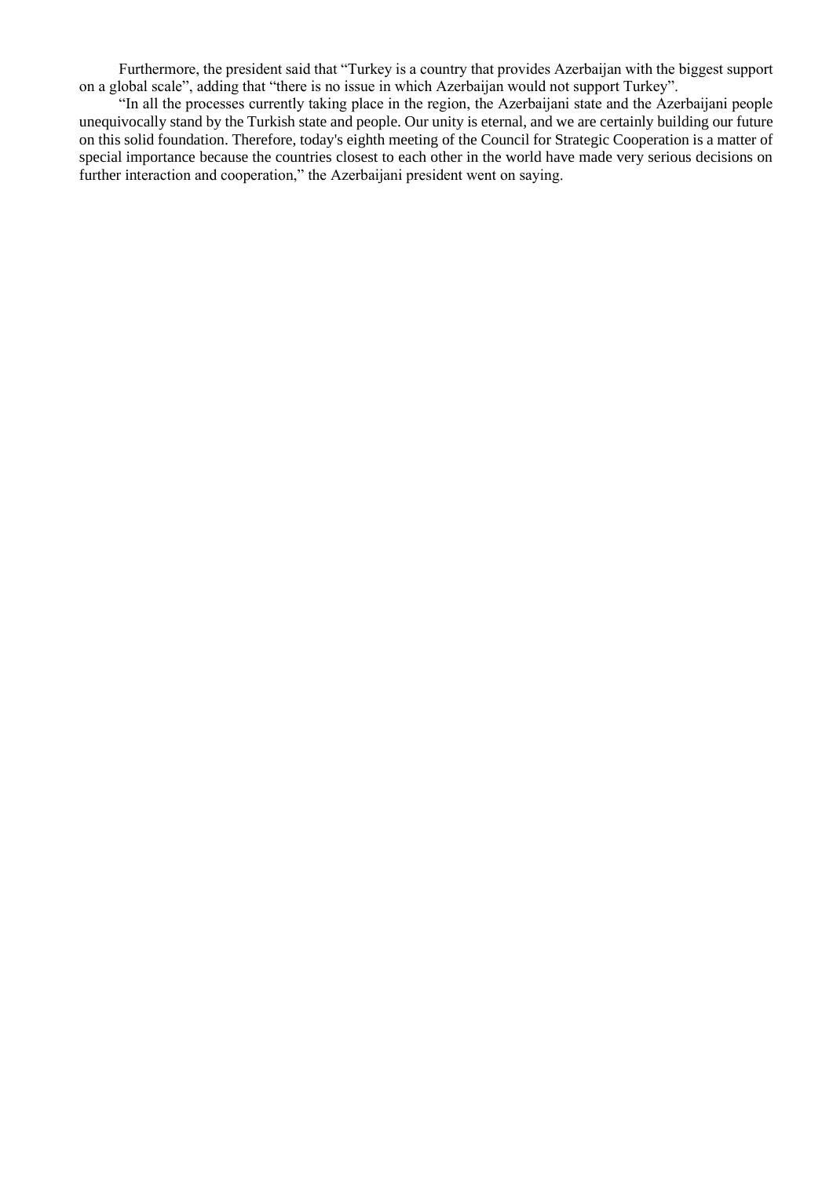Furthermore, the president said that “Turkey is a country that provides Azerbaijan with the biggest support on a global scale”, adding that “there is no issue in which Azerbaijan would not support Turkey”.

“In all the processes currently taking place in the region, the Azerbaijani state and the Azerbaijani people unequivocally stand by the Turkish state and people. Our unity is eternal, and we are certainly building our future on this solid foundation. Therefore, today's eighth meeting of the Council for Strategic Cooperation is a matter of special importance because the countries closest to each other in the world have made very serious decisions on further interaction and cooperation,” the Azerbaijani president went on saying.